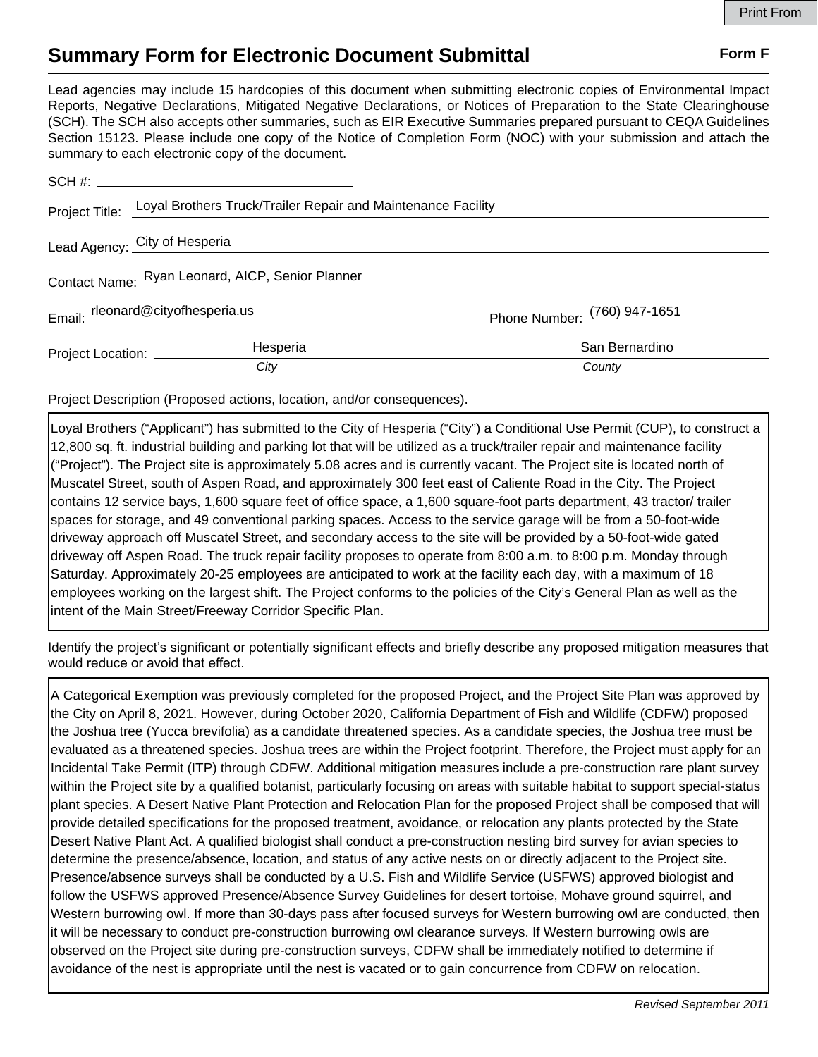# Summary Form for Electronic Document Submittal

**Form F**

Lead agencies may include 15 hardcopies of this document when submitting electronic copies of Environmental Impact Reports, Negative Declarations, Mitigated Negative Declarations, or Notices of Preparation to the State Clearinghouse (SCH). The SCH also accepts other summaries, such as EIR Executive Summaries prepared pursuant to CEQA Guidelines Section 15123. Please include one copy of the Notice of Completion Form (NOC) with your submission and attach the summary to each electronic copy of the document.

SCH #: 

Project Title: Loyal Brothers Truck/Trailer Repair and Maintenance Facility

Lead Agency: City of Hesperia

Contact Name: Ryan Leonard, AICP, Senior Planner

Email: rleonard@cityofhesperia.us  Phone Number: (760) 947-1651

Project Location: Hesperia (*City*)  San Bernardino (*County*)

Project Description (Proposed actions, location, and/or consequences).

Loyal Brothers ("Applicant") has submitted to the City of Hesperia ("City") a Conditional Use Permit (CUP), to construct a 12,800 sq. ft. industrial building and parking lot that will be utilized as a truck/trailer repair and maintenance facility ("Project"). The Project site is approximately 5.08 acres and is currently vacant. The Project site is located north of Muscatel Street, south of Aspen Road, and approximately 300 feet east of Caliente Road in the City. The Project contains 12 service bays, 1,600 square feet of office space, a 1,600 square-foot parts department, 43 tractor/ trailer spaces for storage, and 49 conventional parking spaces. Access to the service garage will be from a 50-foot-wide driveway approach off Muscatel Street, and secondary access to the site will be provided by a 50-foot-wide gated driveway off Aspen Road. The truck repair facility proposes to operate from 8:00 a.m. to 8:00 p.m. Monday through Saturday. Approximately 20-25 employees are anticipated to work at the facility each day, with a maximum of 18 employees working on the largest shift. The Project conforms to the policies of the City's General Plan as well as the intent of the Main Street/Freeway Corridor Specific Plan.

Identify the project's significant or potentially significant effects and briefly describe any proposed mitigation measures that would reduce or avoid that effect.

A Categorical Exemption was previously completed for the proposed Project, and the Project Site Plan was approved by the City on April 8, 2021. However, during October 2020, California Department of Fish and Wildlife (CDFW) proposed the Joshua tree (Yucca brevifolia) as a candidate threatened species. As a candidate species, the Joshua tree must be evaluated as a threatened species. Joshua trees are within the Project footprint. Therefore, the Project must apply for an Incidental Take Permit (ITP) through CDFW. Additional mitigation measures include a pre-construction rare plant survey within the Project site by a qualified botanist, particularly focusing on areas with suitable habitat to support special-status plant species. A Desert Native Plant Protection and Relocation Plan for the proposed Project shall be composed that will provide detailed specifications for the proposed treatment, avoidance, or relocation any plants protected by the State Desert Native Plant Act. A qualified biologist shall conduct a pre-construction nesting bird survey for avian species to determine the presence/absence, location, and status of any active nests on or directly adjacent to the Project site. Presence/absence surveys shall be conducted by a U.S. Fish and Wildlife Service (USFWS) approved biologist and follow the USFWS approved Presence/Absence Survey Guidelines for desert tortoise, Mohave ground squirrel, and Western burrowing owl. If more than 30-days pass after focused surveys for Western burrowing owl are conducted, then it will be necessary to conduct pre-construction burrowing owl clearance surveys. If Western burrowing owls are observed on the Project site during pre-construction surveys, CDFW shall be immediately notified to determine if avoidance of the nest is appropriate until the nest is vacated or to gain concurrence from CDFW on relocation.

*Revised September 2011*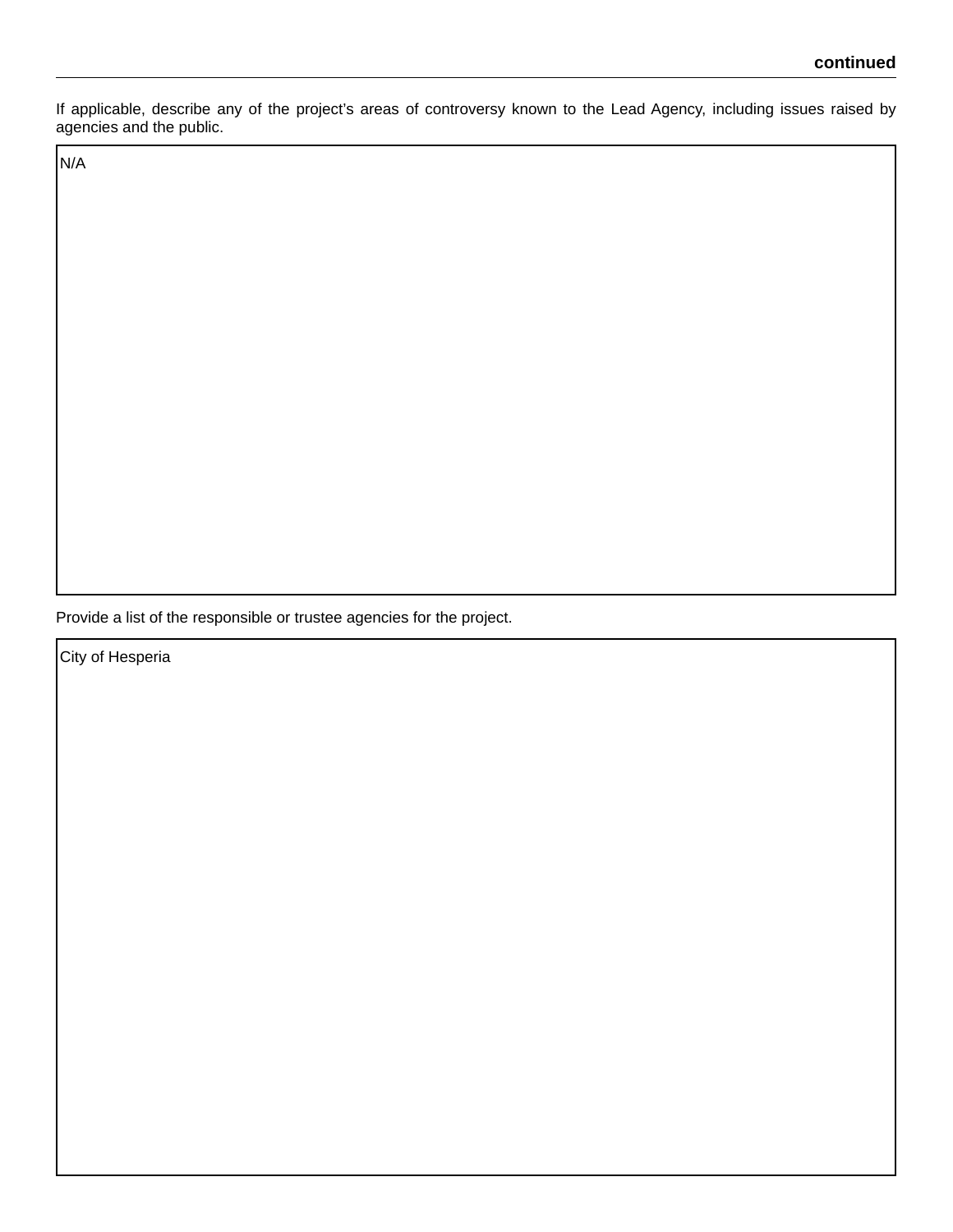**continued**

If applicable, describe any of the project's areas of controversy known to the Lead Agency, including issues raised by agencies and the public.

N/A

Provide a list of the responsible or trustee agencies for the project.

City of Hesperia